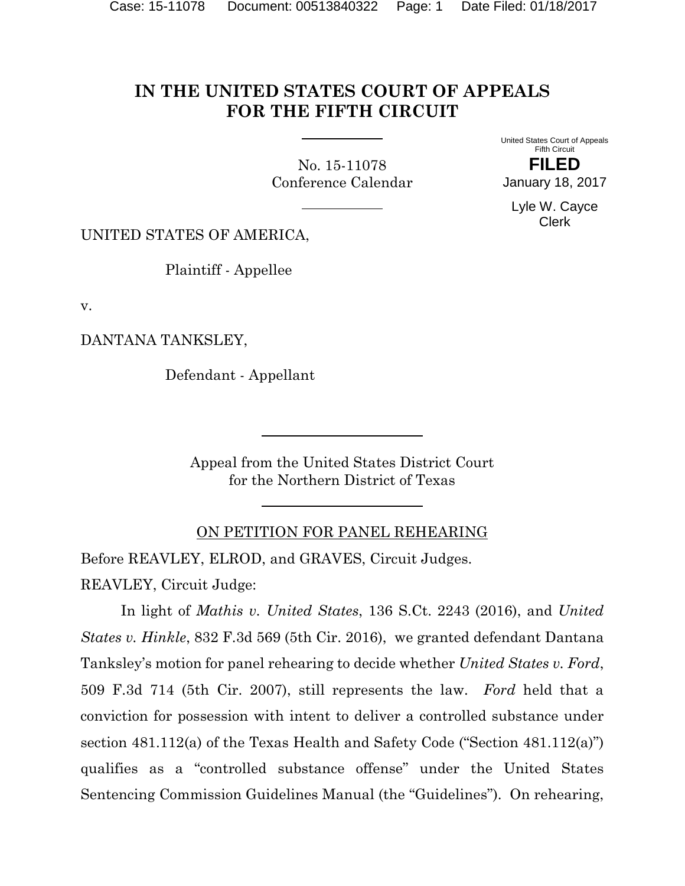# IN THE UNITED STATES COURT OF APPEALS FOR THE FIFTH CIRCUIT

No. 15-11078
Conference Calendar

United States Court of Appeals
Fifth Circuit

**FILED**

January 18, 2017

Lyle W. Cayce
Clerk

UNITED STATES OF AMERICA,

Plaintiff - Appellee

v.

DANTANA TANKSLEY,

Defendant - Appellant

Appeal from the United States District Court
for the Northern District of Texas

ON PETITION FOR PANEL REHEARING

Before REAVLEY, ELROD, and GRAVES, Circuit Judges.

REAVLEY, Circuit Judge:

In light of *Mathis v. United States*, 136 S.Ct. 2243 (2016), and *United States v. Hinkle*, 832 F.3d 569 (5th Cir. 2016), we granted defendant Dantana Tanksley's motion for panel rehearing to decide whether *United States v. Ford*, 509 F.3d 714 (5th Cir. 2007), still represents the law. *Ford* held that a conviction for possession with intent to deliver a controlled substance under section 481.112(a) of the Texas Health and Safety Code ("Section 481.112(a)") qualifies as a "controlled substance offense" under the United States Sentencing Commission Guidelines Manual (the "Guidelines"). On rehearing,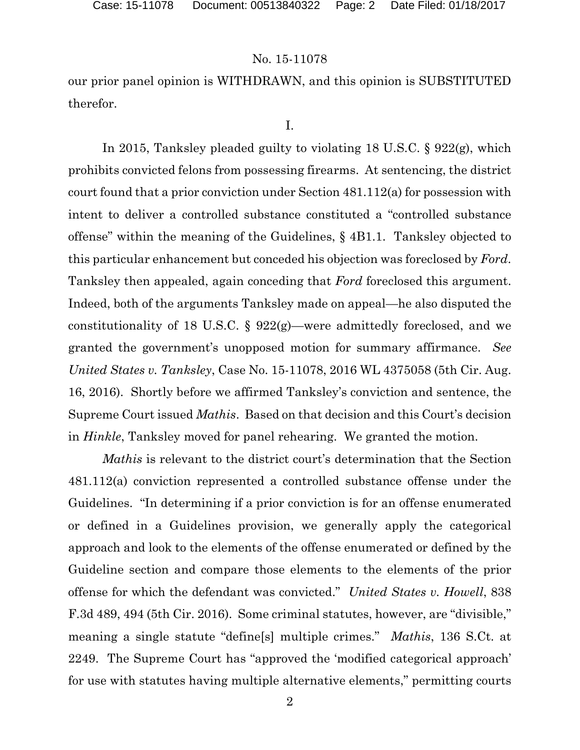our prior panel opinion is WITHDRAWN, and this opinion is SUBSTITUTED therefor.

I.

In 2015, Tanksley pleaded guilty to violating 18 U.S.C. § 922(g), which prohibits convicted felons from possessing firearms. At sentencing, the district court found that a prior conviction under Section 481.112(a) for possession with intent to deliver a controlled substance constituted a "controlled substance offense" within the meaning of the Guidelines, § 4B1.1. Tanksley objected to this particular enhancement but conceded his objection was foreclosed by *Ford*. Tanksley then appealed, again conceding that *Ford* foreclosed this argument. Indeed, both of the arguments Tanksley made on appeal—he also disputed the constitutionality of 18 U.S.C. § 922(g)—were admittedly foreclosed, and we granted the government's unopposed motion for summary affirmance. *See United States v. Tanksley*, Case No. 15-11078, 2016 WL 4375058 (5th Cir. Aug. 16, 2016). Shortly before we affirmed Tanksley's conviction and sentence, the Supreme Court issued *Mathis*. Based on that decision and this Court's decision in *Hinkle*, Tanksley moved for panel rehearing. We granted the motion.

*Mathis* is relevant to the district court's determination that the Section 481.112(a) conviction represented a controlled substance offense under the Guidelines. "In determining if a prior conviction is for an offense enumerated or defined in a Guidelines provision, we generally apply the categorical approach and look to the elements of the offense enumerated or defined by the Guideline section and compare those elements to the elements of the prior offense for which the defendant was convicted." *United States v. Howell*, 838 F.3d 489, 494 (5th Cir. 2016). Some criminal statutes, however, are "divisible," meaning a single statute "define[s] multiple crimes." *Mathis*, 136 S.Ct. at 2249. The Supreme Court has "approved the 'modified categorical approach' for use with statutes having multiple alternative elements," permitting courts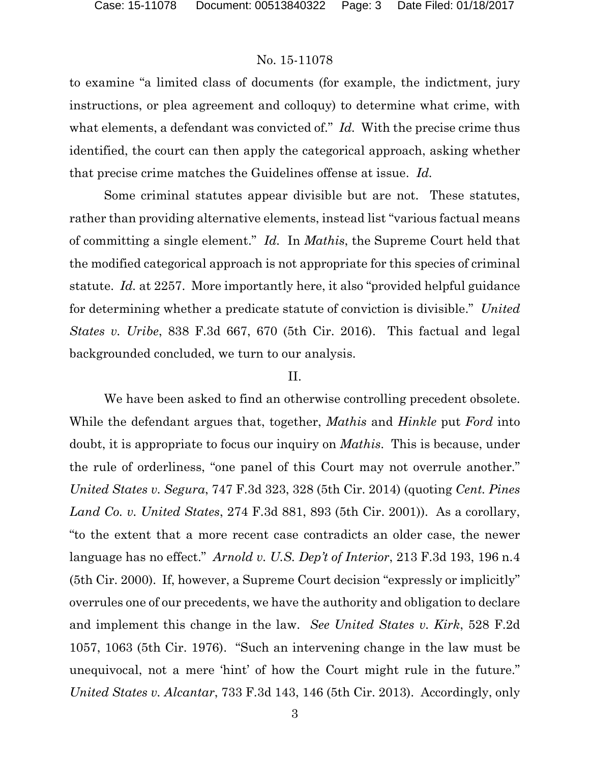to examine "a limited class of documents (for example, the indictment, jury instructions, or plea agreement and colloquy) to determine what crime, with what elements, a defendant was convicted of." *Id.* With the precise crime thus identified, the court can then apply the categorical approach, asking whether that precise crime matches the Guidelines offense at issue. *Id.*

Some criminal statutes appear divisible but are not. These statutes, rather than providing alternative elements, instead list "various factual means of committing a single element." *Id.* In *Mathis*, the Supreme Court held that the modified categorical approach is not appropriate for this species of criminal statute. *Id.* at 2257. More importantly here, it also "provided helpful guidance for determining whether a predicate statute of conviction is divisible." *United States v. Uribe*, 838 F.3d 667, 670 (5th Cir. 2016). This factual and legal backgrounded concluded, we turn to our analysis.

II.

We have been asked to find an otherwise controlling precedent obsolete. While the defendant argues that, together, *Mathis* and *Hinkle* put *Ford* into doubt, it is appropriate to focus our inquiry on *Mathis*. This is because, under the rule of orderliness, "one panel of this Court may not overrule another." *United States v. Segura*, 747 F.3d 323, 328 (5th Cir. 2014) (quoting *Cent. Pines Land Co. v. United States*, 274 F.3d 881, 893 (5th Cir. 2001)). As a corollary, "to the extent that a more recent case contradicts an older case, the newer language has no effect." *Arnold v. U.S. Dep't of Interior*, 213 F.3d 193, 196 n.4 (5th Cir. 2000). If, however, a Supreme Court decision "expressly or implicitly" overrules one of our precedents, we have the authority and obligation to declare and implement this change in the law. *See United States v. Kirk*, 528 F.2d 1057, 1063 (5th Cir. 1976). "Such an intervening change in the law must be unequivocal, not a mere 'hint' of how the Court might rule in the future." *United States v. Alcantar*, 733 F.3d 143, 146 (5th Cir. 2013). Accordingly, only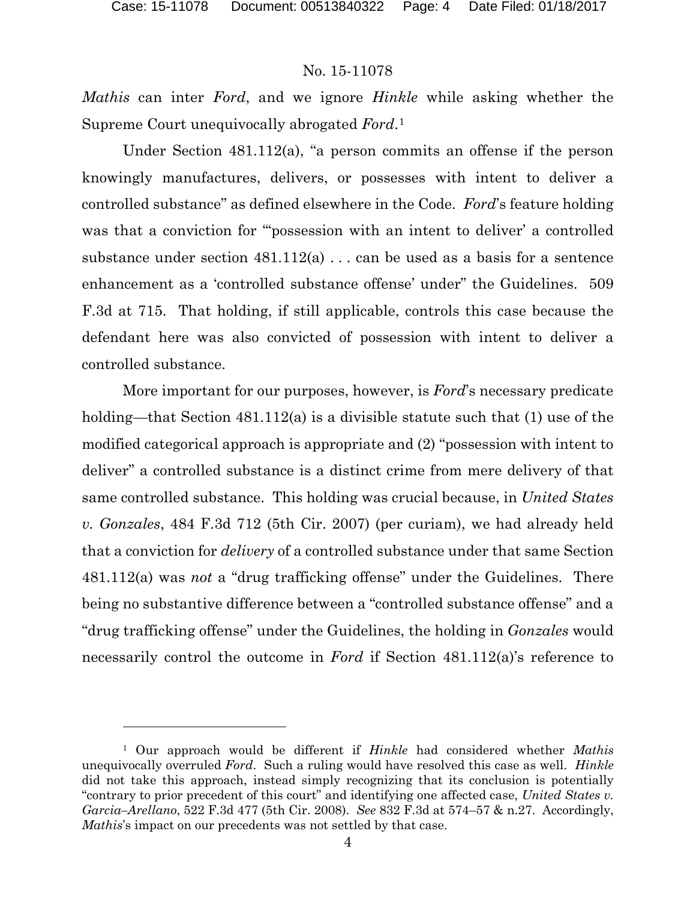*Mathis* can inter *Ford*, and we ignore *Hinkle* while asking whether the Supreme Court unequivocally abrogated *Ford*.[1]

Under Section 481.112(a), "a person commits an offense if the person knowingly manufactures, delivers, or possesses with intent to deliver a controlled substance" as defined elsewhere in the Code. *Ford*'s feature holding was that a conviction for "'possession with an intent to deliver' a controlled substance under section 481.112(a) . . . can be used as a basis for a sentence enhancement as a 'controlled substance offense' under" the Guidelines. 509 F.3d at 715. That holding, if still applicable, controls this case because the defendant here was also convicted of possession with intent to deliver a controlled substance.

More important for our purposes, however, is *Ford*'s necessary predicate holding—that Section 481.112(a) is a divisible statute such that (1) use of the modified categorical approach is appropriate and (2) "possession with intent to deliver" a controlled substance is a distinct crime from mere delivery of that same controlled substance. This holding was crucial because, in *United States v. Gonzales*, 484 F.3d 712 (5th Cir. 2007) (per curiam), we had already held that a conviction for *delivery* of a controlled substance under that same Section 481.112(a) was *not* a "drug trafficking offense" under the Guidelines. There being no substantive difference between a "controlled substance offense" and a "drug trafficking offense" under the Guidelines, the holding in *Gonzales* would necessarily control the outcome in *Ford* if Section 481.112(a)'s reference to

[1] Our approach would be different if *Hinkle* had considered whether *Mathis* unequivocally overruled *Ford*. Such a ruling would have resolved this case as well. *Hinkle* did not take this approach, instead simply recognizing that its conclusion is potentially "contrary to prior precedent of this court" and identifying one affected case, *United States v. Garcia–Arellano*, 522 F.3d 477 (5th Cir. 2008). *See* 832 F.3d at 574–57 & n.27. Accordingly, *Mathis*'s impact on our precedents was not settled by that case.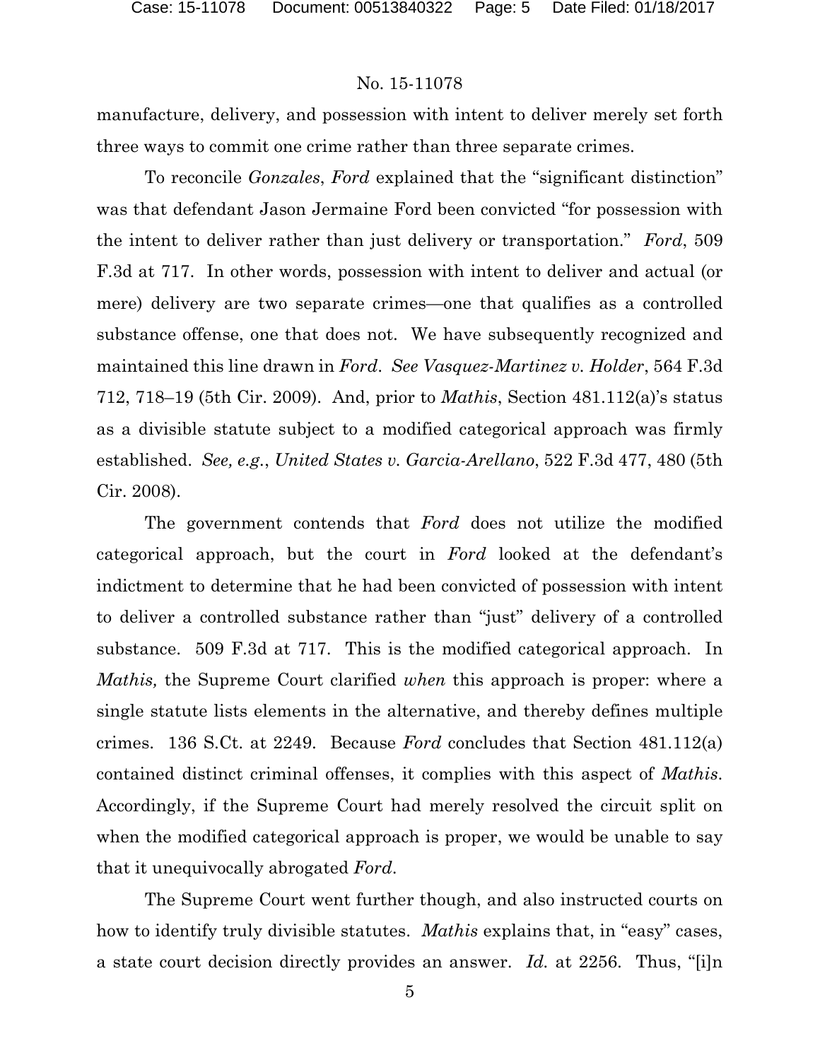manufacture, delivery, and possession with intent to deliver merely set forth three ways to commit one crime rather than three separate crimes.

To reconcile *Gonzales*, *Ford* explained that the "significant distinction" was that defendant Jason Jermaine Ford been convicted "for possession with the intent to deliver rather than just delivery or transportation." *Ford*, 509 F.3d at 717. In other words, possession with intent to deliver and actual (or mere) delivery are two separate crimes—one that qualifies as a controlled substance offense, one that does not. We have subsequently recognized and maintained this line drawn in *Ford*. *See Vasquez-Martinez v. Holder*, 564 F.3d 712, 718–19 (5th Cir. 2009). And, prior to *Mathis*, Section 481.112(a)'s status as a divisible statute subject to a modified categorical approach was firmly established. *See, e.g.*, *United States v. Garcia-Arellano*, 522 F.3d 477, 480 (5th Cir. 2008).

The government contends that *Ford* does not utilize the modified categorical approach, but the court in *Ford* looked at the defendant's indictment to determine that he had been convicted of possession with intent to deliver a controlled substance rather than "just" delivery of a controlled substance. 509 F.3d at 717. This is the modified categorical approach. In *Mathis,* the Supreme Court clarified *when* this approach is proper: where a single statute lists elements in the alternative, and thereby defines multiple crimes. 136 S.Ct. at 2249. Because *Ford* concludes that Section 481.112(a) contained distinct criminal offenses, it complies with this aspect of *Mathis*. Accordingly, if the Supreme Court had merely resolved the circuit split on when the modified categorical approach is proper, we would be unable to say that it unequivocally abrogated *Ford*.

The Supreme Court went further though, and also instructed courts on how to identify truly divisible statutes. *Mathis* explains that, in "easy" cases, a state court decision directly provides an answer. *Id.* at 2256. Thus, "[i]n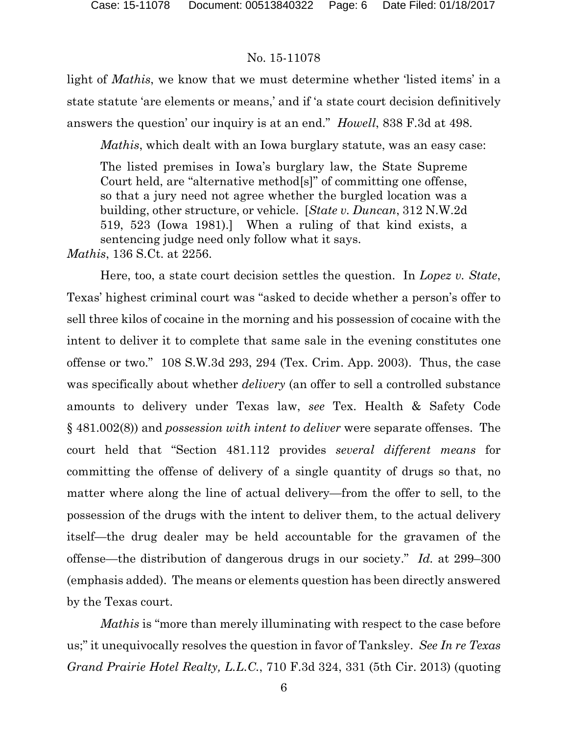light of *Mathis*, we know that we must determine whether 'listed items' in a state statute 'are elements or means,' and if 'a state court decision definitively answers the question' our inquiry is at an end." *Howell*, 838 F.3d at 498.

*Mathis*, which dealt with an Iowa burglary statute, was an easy case:

> The listed premises in Iowa's burglary law, the State Supreme Court held, are "alternative method[s]" of committing one offense, so that a jury need not agree whether the burgled location was a building, other structure, or vehicle. [*State v. Duncan*, 312 N.W.2d 519, 523 (Iowa 1981).] When a ruling of that kind exists, a sentencing judge need only follow what it says.

*Mathis*, 136 S.Ct. at 2256.

Here, too, a state court decision settles the question. In *Lopez v. State*, Texas' highest criminal court was "asked to decide whether a person's offer to sell three kilos of cocaine in the morning and his possession of cocaine with the intent to deliver it to complete that same sale in the evening constitutes one offense or two." 108 S.W.3d 293, 294 (Tex. Crim. App. 2003). Thus, the case was specifically about whether *delivery* (an offer to sell a controlled substance amounts to delivery under Texas law, *see* Tex. Health & Safety Code § 481.002(8)) and *possession with intent to deliver* were separate offenses. The court held that "Section 481.112 provides *several different means* for committing the offense of delivery of a single quantity of drugs so that, no matter where along the line of actual delivery—from the offer to sell, to the possession of the drugs with the intent to deliver them, to the actual delivery itself—the drug dealer may be held accountable for the gravamen of the offense—the distribution of dangerous drugs in our society." *Id.* at 299–300 (emphasis added). The means or elements question has been directly answered by the Texas court.

*Mathis* is "more than merely illuminating with respect to the case before us;" it unequivocally resolves the question in favor of Tanksley. *See In re Texas Grand Prairie Hotel Realty, L.L.C.*, 710 F.3d 324, 331 (5th Cir. 2013) (quoting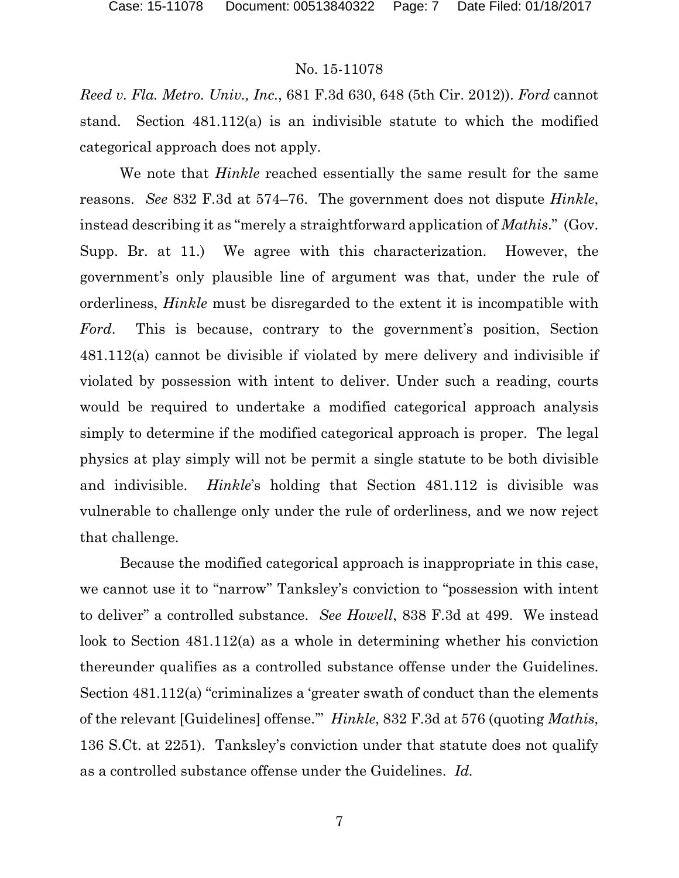*Reed v. Fla. Metro. Univ., Inc.*, 681 F.3d 630, 648 (5th Cir. 2012)). *Ford* cannot stand. Section 481.112(a) is an indivisible statute to which the modified categorical approach does not apply.

We note that *Hinkle* reached essentially the same result for the same reasons. *See* 832 F.3d at 574–76. The government does not dispute *Hinkle*, instead describing it as "merely a straightforward application of *Mathis*." (Gov. Supp. Br. at 11.) We agree with this characterization. However, the government's only plausible line of argument was that, under the rule of orderliness, *Hinkle* must be disregarded to the extent it is incompatible with *Ford*. This is because, contrary to the government's position, Section 481.112(a) cannot be divisible if violated by mere delivery and indivisible if violated by possession with intent to deliver. Under such a reading, courts would be required to undertake a modified categorical approach analysis simply to determine if the modified categorical approach is proper. The legal physics at play simply will not be permit a single statute to be both divisible and indivisible. *Hinkle*'s holding that Section 481.112 is divisible was vulnerable to challenge only under the rule of orderliness, and we now reject that challenge.

Because the modified categorical approach is inappropriate in this case, we cannot use it to "narrow" Tanksley's conviction to "possession with intent to deliver" a controlled substance. *See Howell*, 838 F.3d at 499. We instead look to Section 481.112(a) as a whole in determining whether his conviction thereunder qualifies as a controlled substance offense under the Guidelines. Section 481.112(a) "criminalizes a 'greater swath of conduct than the elements of the relevant [Guidelines] offense.'" *Hinkle*, 832 F.3d at 576 (quoting *Mathis*, 136 S.Ct. at 2251). Tanksley's conviction under that statute does not qualify as a controlled substance offense under the Guidelines. *Id.*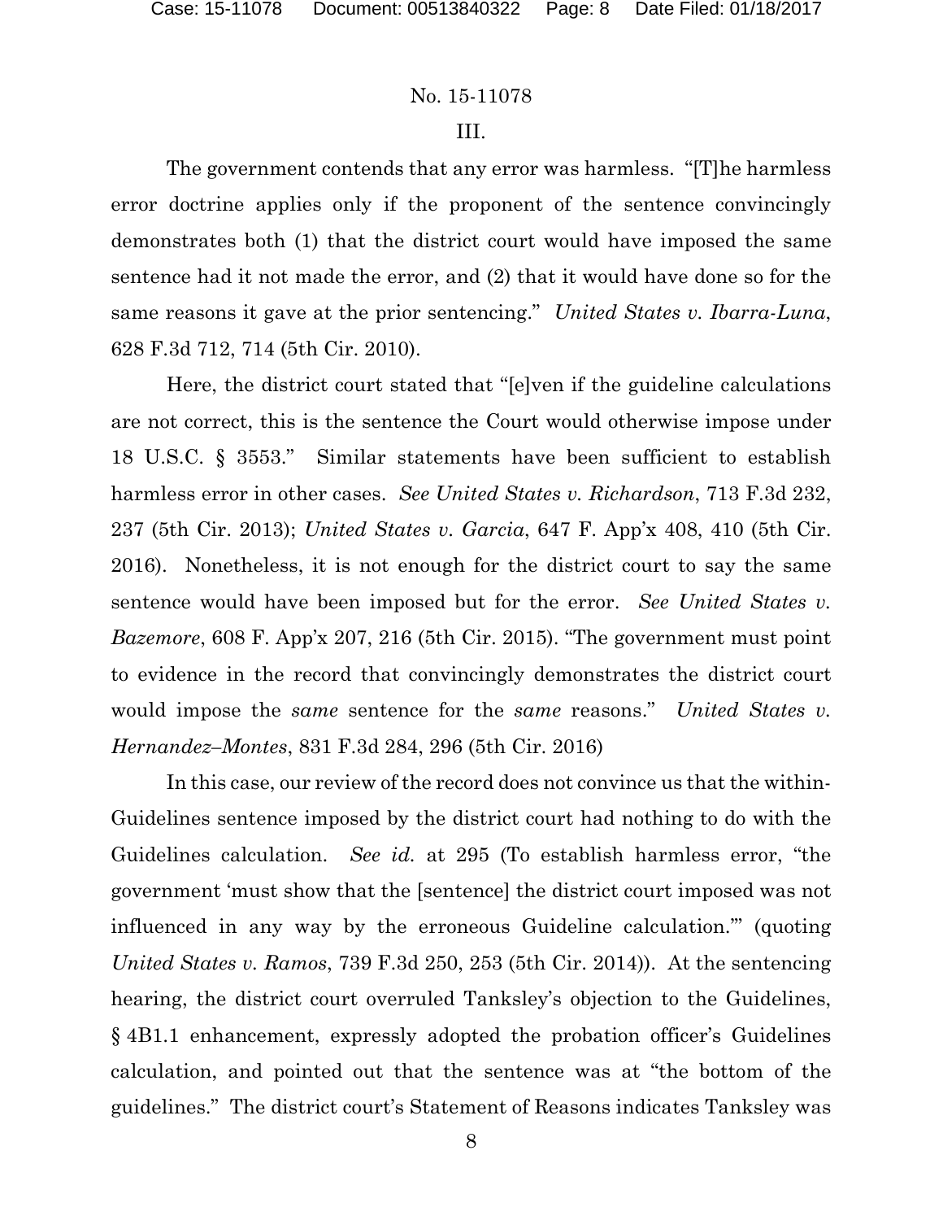No. 15-11078

III.

The government contends that any error was harmless. "[T]he harmless error doctrine applies only if the proponent of the sentence convincingly demonstrates both (1) that the district court would have imposed the same sentence had it not made the error, and (2) that it would have done so for the same reasons it gave at the prior sentencing." *United States v. Ibarra-Luna*, 628 F.3d 712, 714 (5th Cir. 2010).

Here, the district court stated that "[e]ven if the guideline calculations are not correct, this is the sentence the Court would otherwise impose under 18 U.S.C. § 3553." Similar statements have been sufficient to establish harmless error in other cases. *See United States v. Richardson*, 713 F.3d 232, 237 (5th Cir. 2013); *United States v. Garcia*, 647 F. App'x 408, 410 (5th Cir. 2016). Nonetheless, it is not enough for the district court to say the same sentence would have been imposed but for the error. *See United States v. Bazemore*, 608 F. App'x 207, 216 (5th Cir. 2015). "The government must point to evidence in the record that convincingly demonstrates the district court would impose the *same* sentence for the *same* reasons." *United States v. Hernandez–Montes*, 831 F.3d 284, 296 (5th Cir. 2016)

In this case, our review of the record does not convince us that the within-Guidelines sentence imposed by the district court had nothing to do with the Guidelines calculation. *See id.* at 295 (To establish harmless error, "the government 'must show that the [sentence] the district court imposed was not influenced in any way by the erroneous Guideline calculation.'" (quoting *United States v. Ramos*, 739 F.3d 250, 253 (5th Cir. 2014)). At the sentencing hearing, the district court overruled Tanksley's objection to the Guidelines, § 4B1.1 enhancement, expressly adopted the probation officer's Guidelines calculation, and pointed out that the sentence was at "the bottom of the guidelines." The district court's Statement of Reasons indicates Tanksley was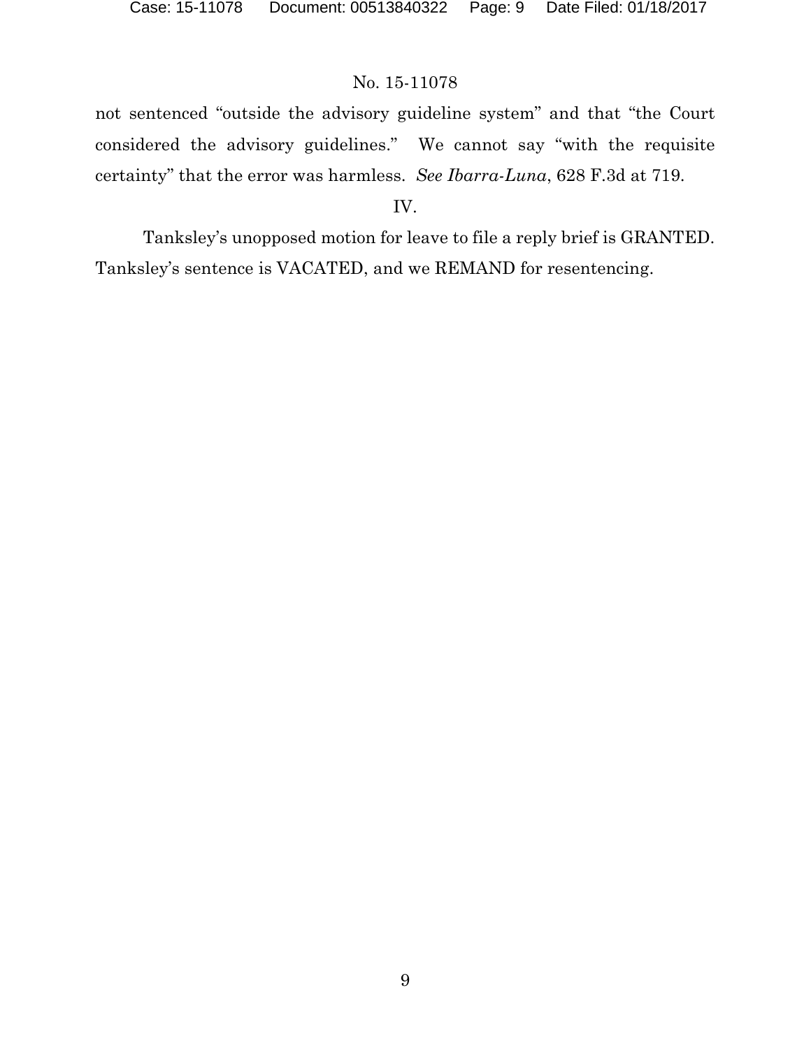not sentenced "outside the advisory guideline system" and that "the Court considered the advisory guidelines." We cannot say "with the requisite certainty" that the error was harmless. *See Ibarra-Luna*, 628 F.3d at 719.

IV.

Tanksley's unopposed motion for leave to file a reply brief is GRANTED. Tanksley's sentence is VACATED, and we REMAND for resentencing.